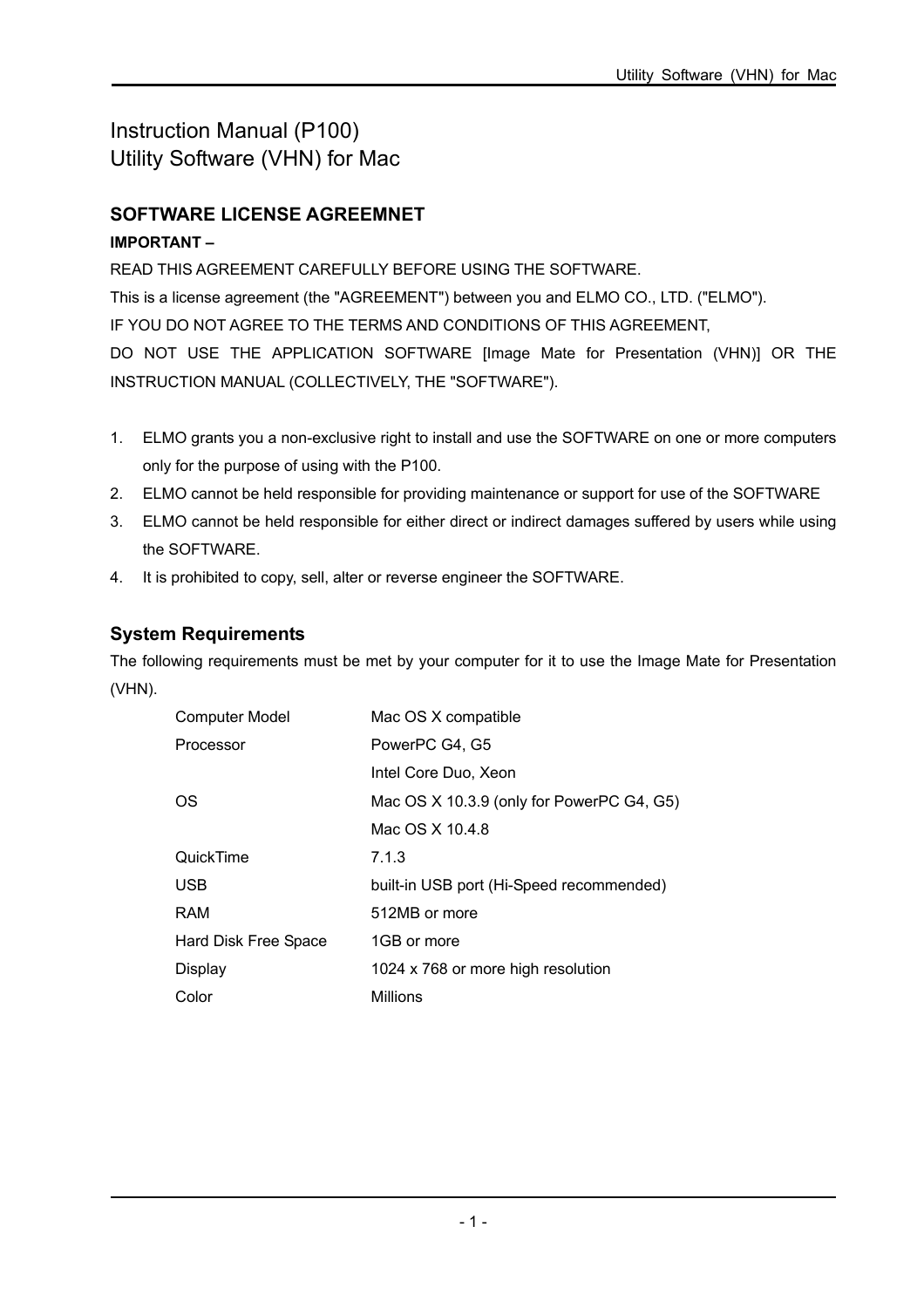# Instruction Manual (P100)
# Utility Software (VHN) for Mac

## SOFTWARE LICENSE AGREEMNET

**IMPORTANT –**

READ THIS AGREEMENT CAREFULLY BEFORE USING THE SOFTWARE.

This is a license agreement (the "AGREEMENT") between you and ELMO CO., LTD. ("ELMO").

IF YOU DO NOT AGREE TO THE TERMS AND CONDITIONS OF THIS AGREEMENT, DO NOT USE THE APPLICATION SOFTWARE [Image Mate for Presentation (VHN)] OR THE INSTRUCTION MANUAL (COLLECTIVELY, THE "SOFTWARE").

1. ELMO grants you a non-exclusive right to install and use the SOFTWARE on one or more computers only for the purpose of using with the P100.
2. ELMO cannot be held responsible for providing maintenance or support for use of the SOFTWARE
3. ELMO cannot be held responsible for either direct or indirect damages suffered by users while using the SOFTWARE.
4. It is prohibited to copy, sell, alter or reverse engineer the SOFTWARE.

## System Requirements

The following requirements must be met by your computer for it to use the Image Mate for Presentation (VHN).

| | |
|---|---|
| Computer Model | Mac OS X compatible |
| Processor | PowerPC G4, G5 |
| | Intel Core Duo, Xeon |
| OS | Mac OS X 10.3.9 (only for PowerPC G4, G5) |
| | Mac OS X 10.4.8 |
| QuickTime | 7.1.3 |
| USB | built-in USB port (Hi-Speed recommended) |
| RAM | 512MB or more |
| Hard Disk Free Space | 1GB or more |
| Display | 1024 x 768 or more high resolution |
| Color | Millions |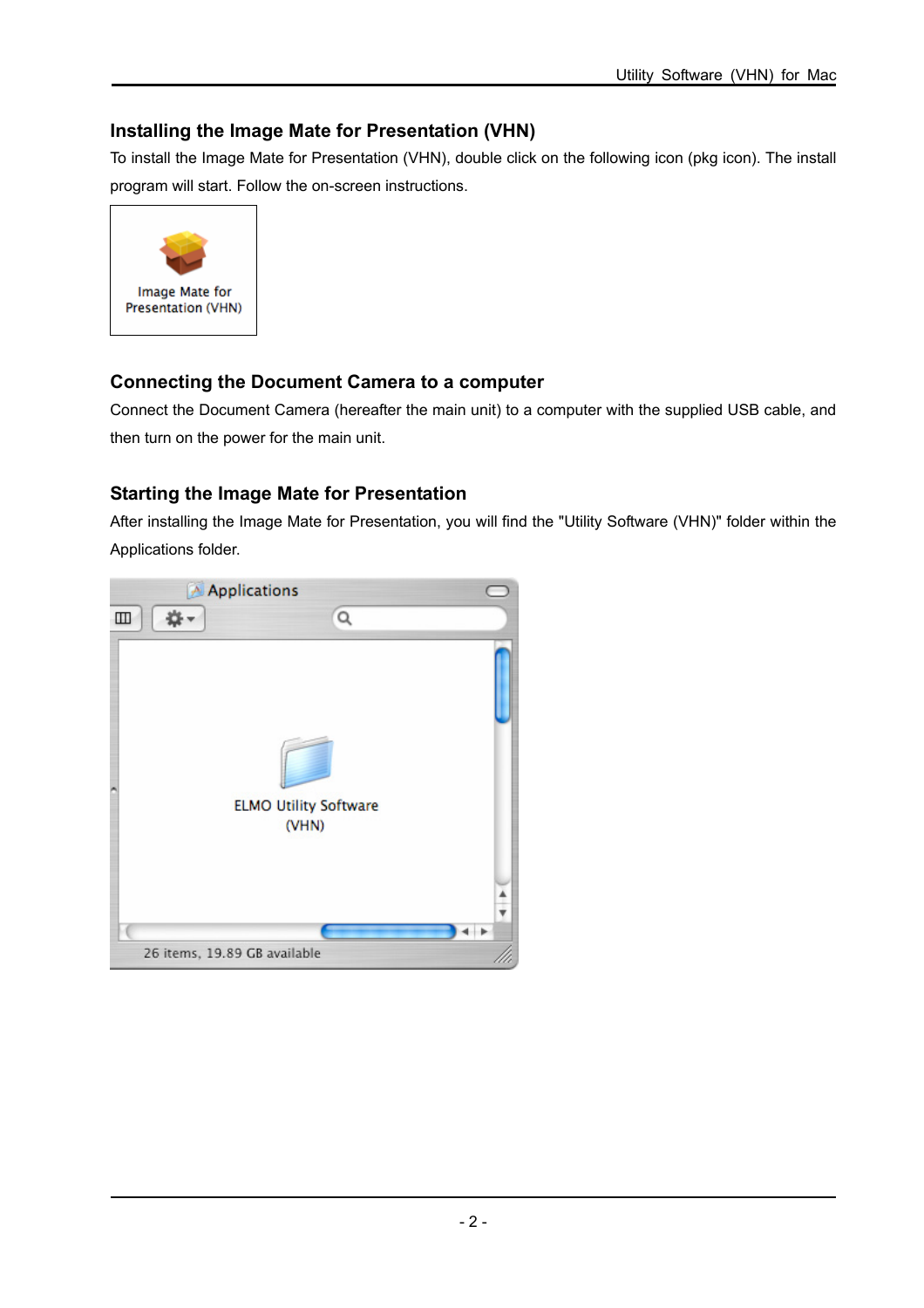### Installing the Image Mate for Presentation (VHN)

To install the Image Mate for Presentation (VHN), double click on the following icon (pkg icon). The install program will start. Follow the on-screen instructions.

### Connecting the Document Camera to a computer

Connect the Document Camera (hereafter the main unit) to a computer with the supplied USB cable, and then turn on the power for the main unit.

### Starting the Image Mate for Presentation

After installing the Image Mate for Presentation, you will find the "Utility Software (VHN)" folder within the Applications folder.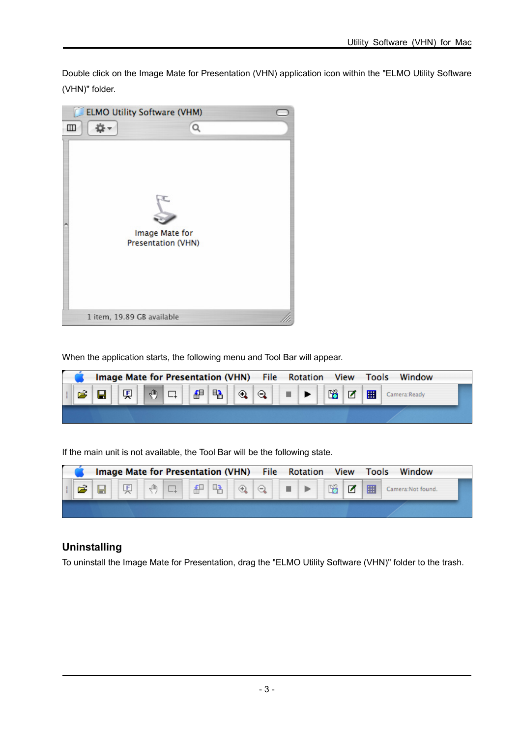Double click on the Image Mate for Presentation (VHN) application icon within the "ELMO Utility Software (VHN)" folder.

When the application starts, the following menu and Tool Bar will appear.

If the main unit is not available, the Tool Bar will be the following state.

## Uninstalling

To uninstall the Image Mate for Presentation, drag the "ELMO Utility Software (VHN)" folder to the trash.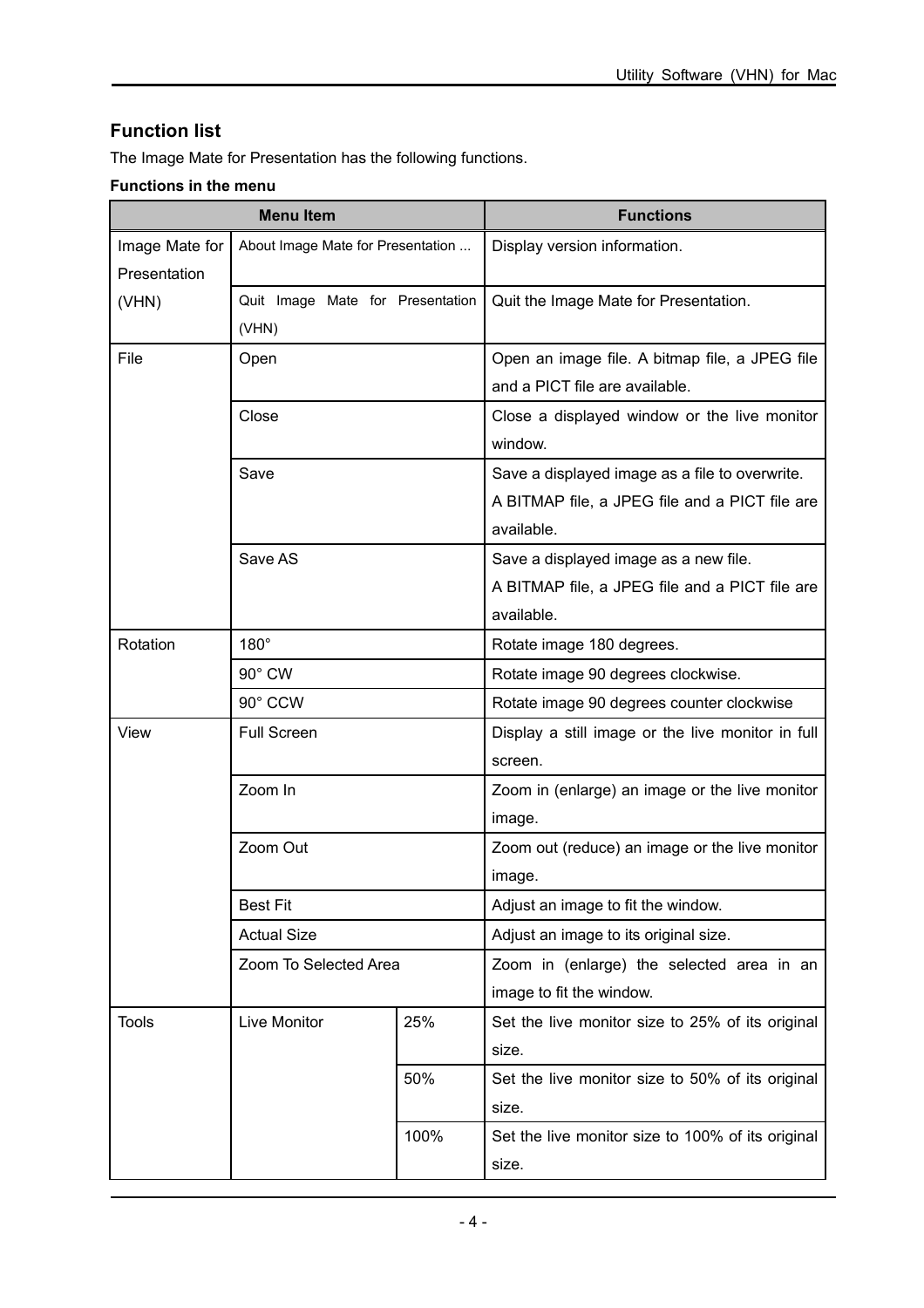## Function list

The Image Mate for Presentation has the following functions.

**Functions in the menu**

| Menu Item | | | Functions |
|---|---|---|---|
| Image Mate for Presentation (VHN) | About Image Mate for Presentation ... | | Display version information. |
| | Quit Image Mate for Presentation (VHN) | | Quit the Image Mate for Presentation. |
| File | Open | | Open an image file. A bitmap file, a JPEG file and a PICT file are available. |
| | Close | | Close a displayed window or the live monitor window. |
| | Save | | Save a displayed image as a file to overwrite. A BITMAP file, a JPEG file and a PICT file are available. |
| | Save AS | | Save a displayed image as a new file. A BITMAP file, a JPEG file and a PICT file are available. |
| Rotation | 180° | | Rotate image 180 degrees. |
| | 90° CW | | Rotate image 90 degrees clockwise. |
| | 90° CCW | | Rotate image 90 degrees counter clockwise |
| View | Full Screen | | Display a still image or the live monitor in full screen. |
| | Zoom In | | Zoom in (enlarge) an image or the live monitor image. |
| | Zoom Out | | Zoom out (reduce) an image or the live monitor image. |
| | Best Fit | | Adjust an image to fit the window. |
| | Actual Size | | Adjust an image to its original size. |
| | Zoom To Selected Area | | Zoom in (enlarge) the selected area in an image to fit the window. |
| Tools | Live Monitor | 25% | Set the live monitor size to 25% of its original size. |
| | | 50% | Set the live monitor size to 50% of its original size. |
| | | 100% | Set the live monitor size to 100% of its original size. |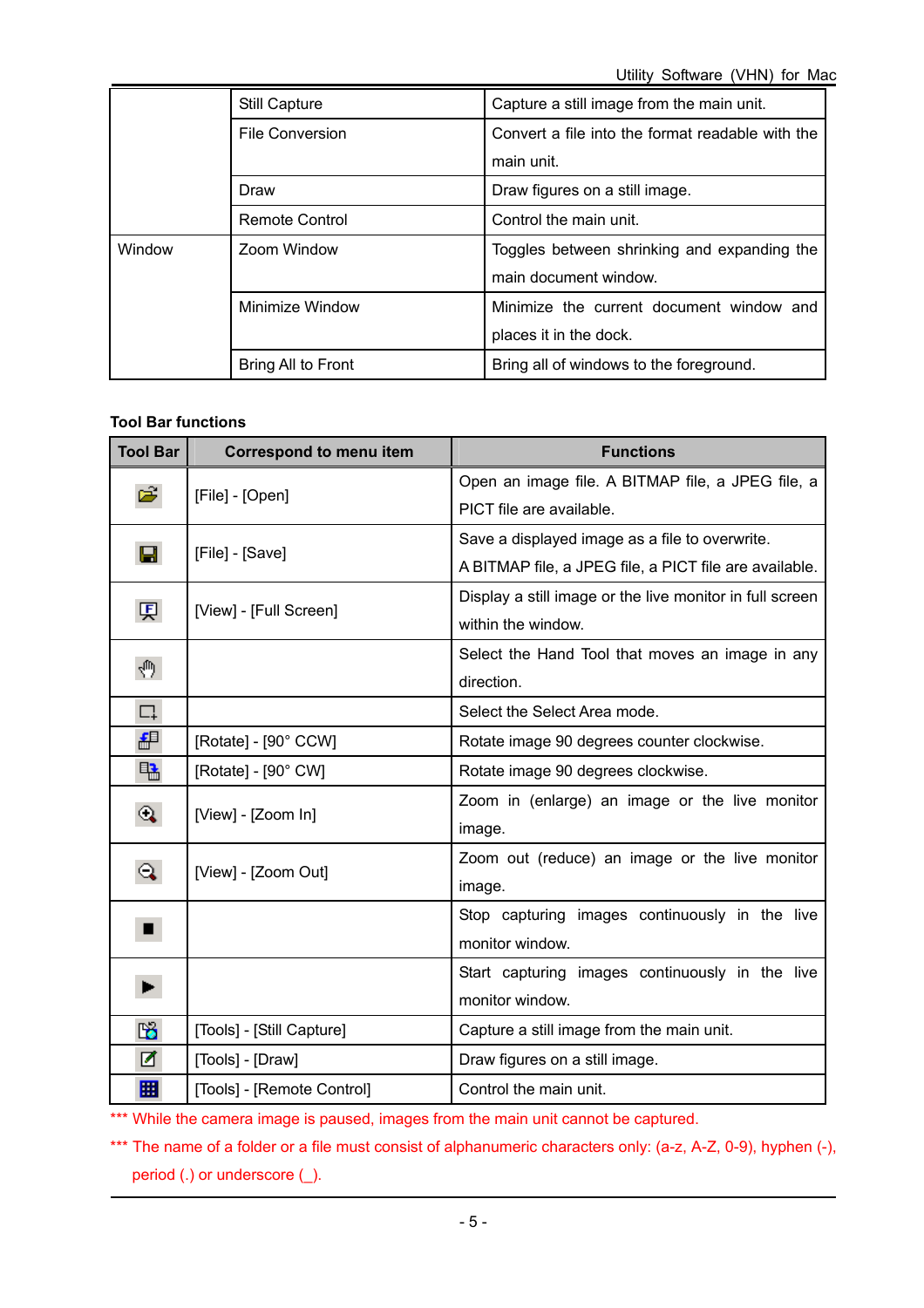| | | |
|---|---|---|
| | Still Capture | Capture a still image from the main unit. |
| | File Conversion | Convert a file into the format readable with the main unit. |
| | Draw | Draw figures on a still image. |
| | Remote Control | Control the main unit. |
| Window | Zoom Window | Toggles between shrinking and expanding the main document window. |
| | Minimize Window | Minimize the current document window and places it in the dock. |
| | Bring All to Front | Bring all of windows to the foreground. |

**Tool Bar functions**

| Tool Bar | Correspond to menu item | Functions |
|---|---|---|
| | [File] - [Open] | Open an image file. A BITMAP file, a JPEG file, a PICT file are available. |
| | [File] - [Save] | Save a displayed image as a file to overwrite.<br>A BITMAP file, a JPEG file, a PICT file are available. |
| | [View] - [Full Screen] | Display a still image or the live monitor in full screen within the window. |
| | | Select the Hand Tool that moves an image in any direction. |
| | | Select the Select Area mode. |
| | [Rotate] - [90° CCW] | Rotate image 90 degrees counter clockwise. |
| | [Rotate] - [90° CW] | Rotate image 90 degrees clockwise. |
| | [View] - [Zoom In] | Zoom in (enlarge) an image or the live monitor image. |
| | [View] - [Zoom Out] | Zoom out (reduce) an image or the live monitor image. |
| | | Stop capturing images continuously in the live monitor window. |
| | | Start capturing images continuously in the live monitor window. |
| | [Tools] - [Still Capture] | Capture a still image from the main unit. |
| | [Tools] - [Draw] | Draw figures on a still image. |
| | [Tools] - [Remote Control] | Control the main unit. |

*** While the camera image is paused, images from the main unit cannot be captured.

*** The name of a folder or a file must consist of alphanumeric characters only: (a-z, A-Z, 0-9), hyphen (-), period (.) or underscore (_).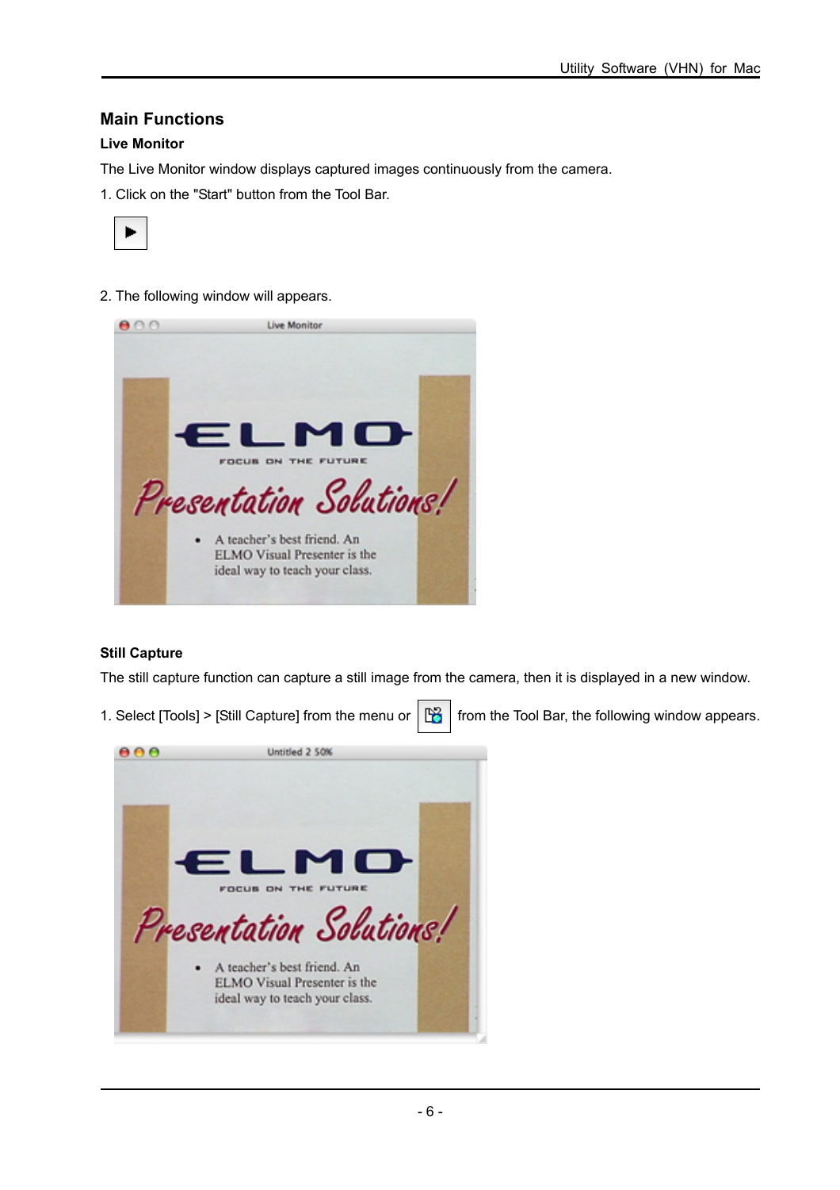## Main Functions

### Live Monitor

The Live Monitor window displays captured images continuously from the camera.

1. Click on the "Start" button from the Tool Bar.

2. The following window will appears.

### Still Capture

The still capture function can capture a still image from the camera, then it is displayed in a new window.

1. Select [Tools] > [Still Capture] from the menu or from the Tool Bar, the following window appears.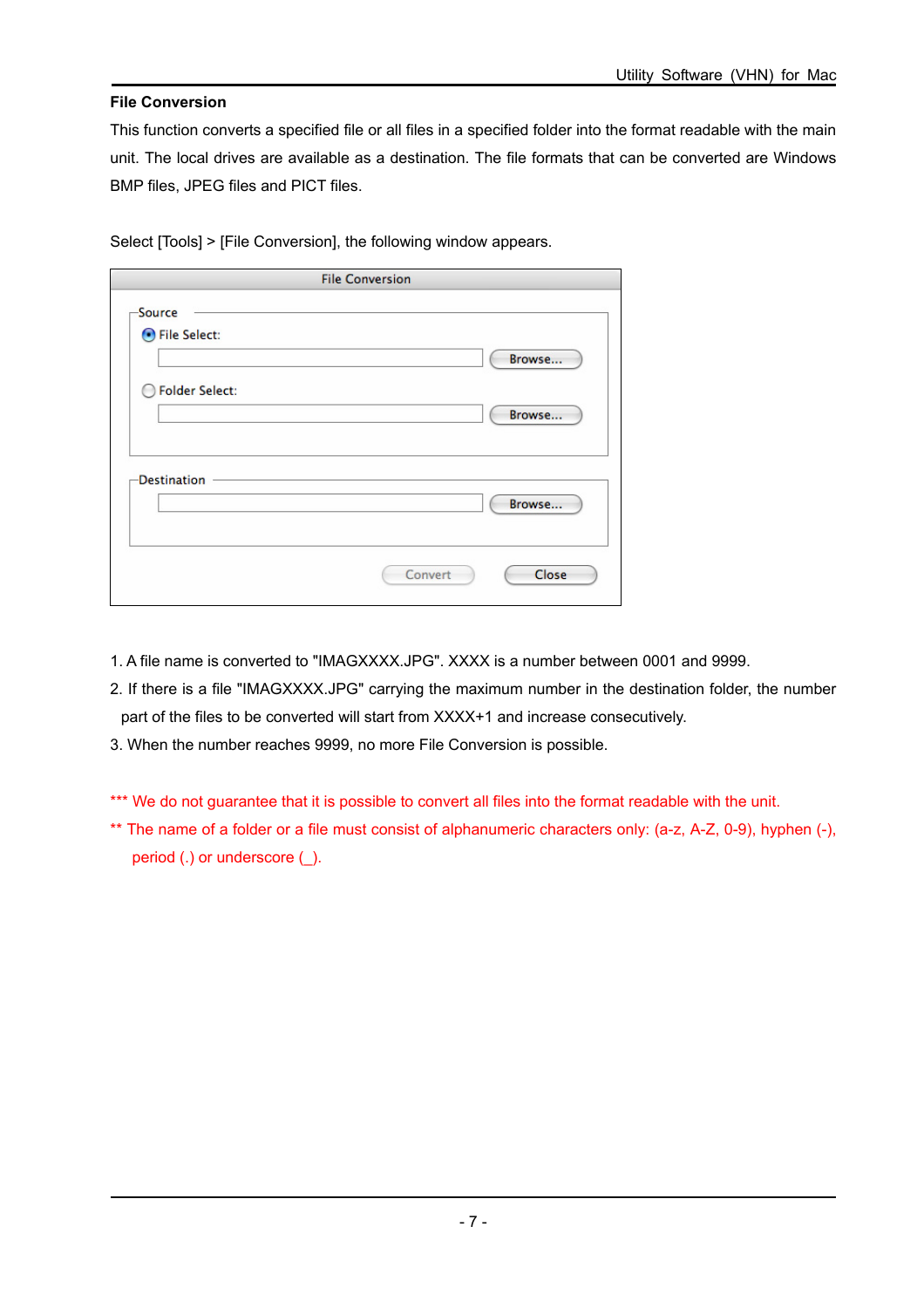### File Conversion

This function converts a specified file or all files in a specified folder into the format readable with the main unit. The local drives are available as a destination. The file formats that can be converted are Windows BMP files, JPEG files and PICT files.

Select [Tools] > [File Conversion], the following window appears.

1. A file name is converted to "IMAGXXXX.JPG". XXXX is a number between 0001 and 9999.
2. If there is a file "IMAGXXXX.JPG" carrying the maximum number in the destination folder, the number part of the files to be converted will start from XXXX+1 and increase consecutively.
3. When the number reaches 9999, no more File Conversion is possible.

*** We do not guarantee that it is possible to convert all files into the format readable with the unit.

** The name of a folder or a file must consist of alphanumeric characters only: (a-z, A-Z, 0-9), hyphen (-), period (.) or underscore (_).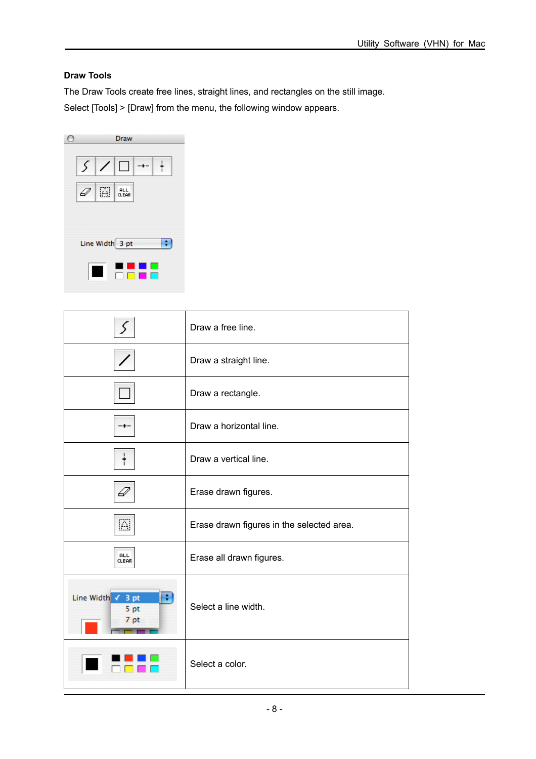## Draw Tools

The Draw Tools create free lines, straight lines, and rectangles on the still image.

Select [Tools] > [Draw] from the menu, the following window appears.

| | |
|---|---|
| | Draw a free line. |
| | Draw a straight line. |
| | Draw a rectangle. |
| | Draw a horizontal line. |
| | Draw a vertical line. |
| | Erase drawn figures. |
| | Erase drawn figures in the selected area. |
| ALL CLEAR | Erase all drawn figures. |
| Line Width 3 pt / 5 pt / 7 pt | Select a line width. |
| | Select a color. |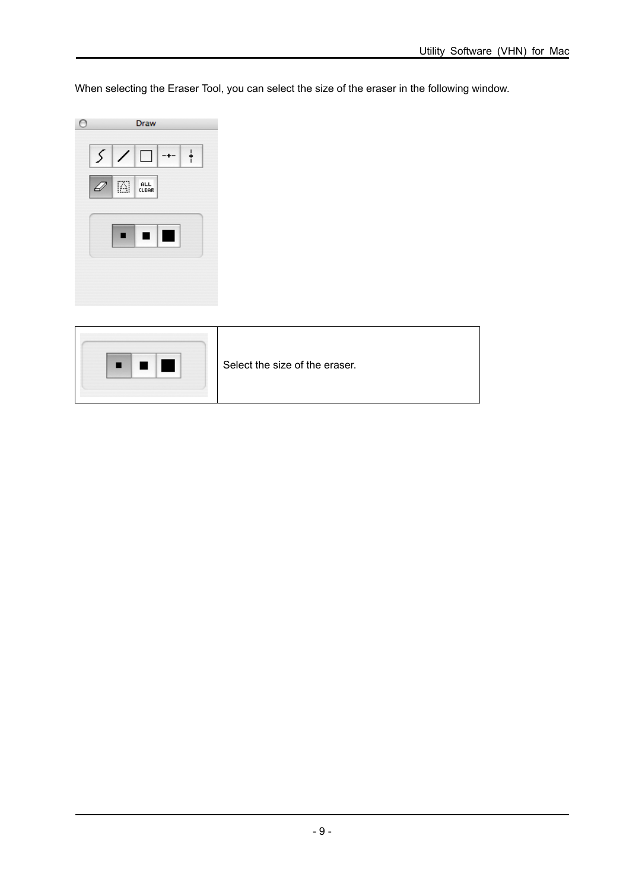When selecting the Eraser Tool, you can select the size of the eraser in the following window.

|  |  |
|---|---|
|  | Select the size of the eraser. |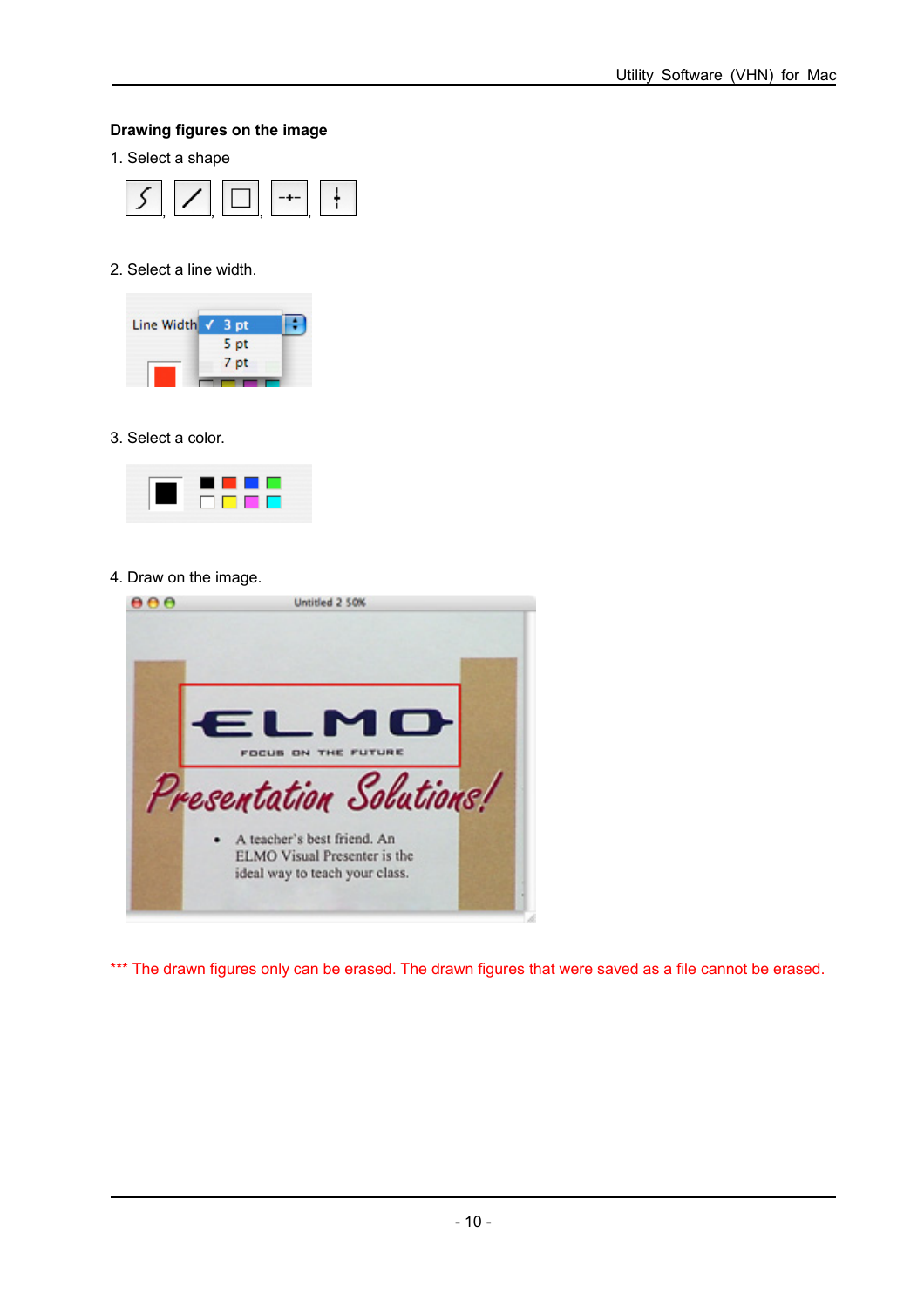**Drawing figures on the image**

1. Select a shape

2. Select a line width.

3. Select a color.

4. Draw on the image.

*** The drawn figures only can be erased. The drawn figures that were saved as a file cannot be erased.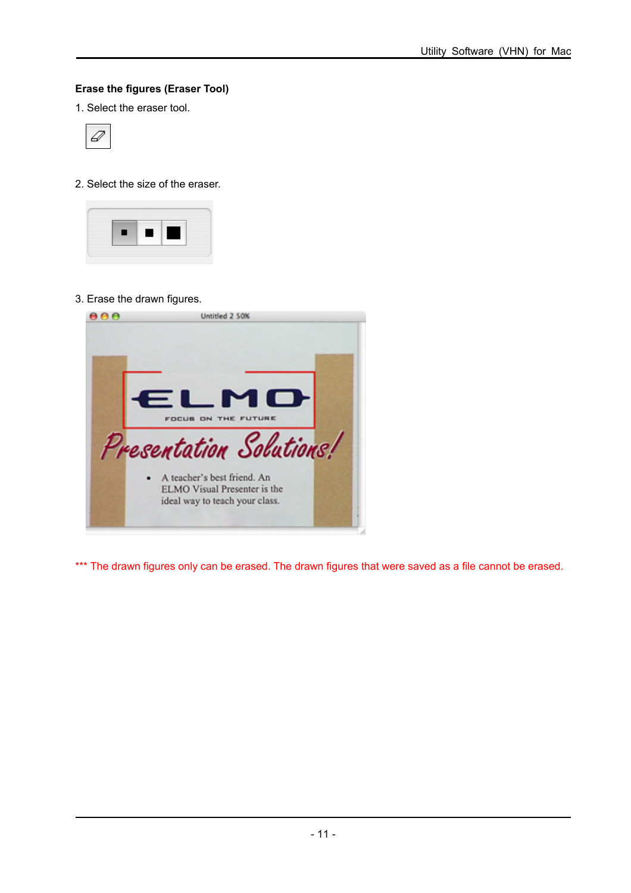**Erase the figures (Eraser Tool)**

1. Select the eraser tool.

2. Select the size of the eraser.

3. Erase the drawn figures.

*** The drawn figures only can be erased. The drawn figures that were saved as a file cannot be erased.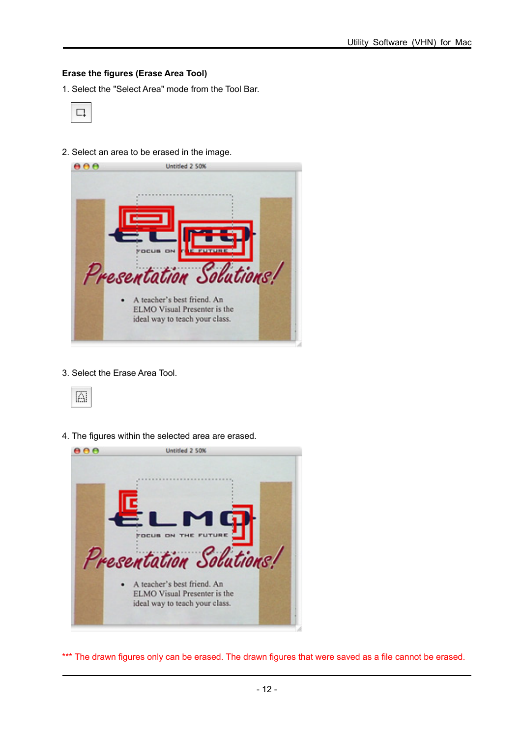**Erase the figures (Erase Area Tool)**

1. Select the "Select Area" mode from the Tool Bar.

2. Select an area to be erased in the image.

3. Select the Erase Area Tool.

4. The figures within the selected area are erased.

*** The drawn figures only can be erased. The drawn figures that were saved as a file cannot be erased.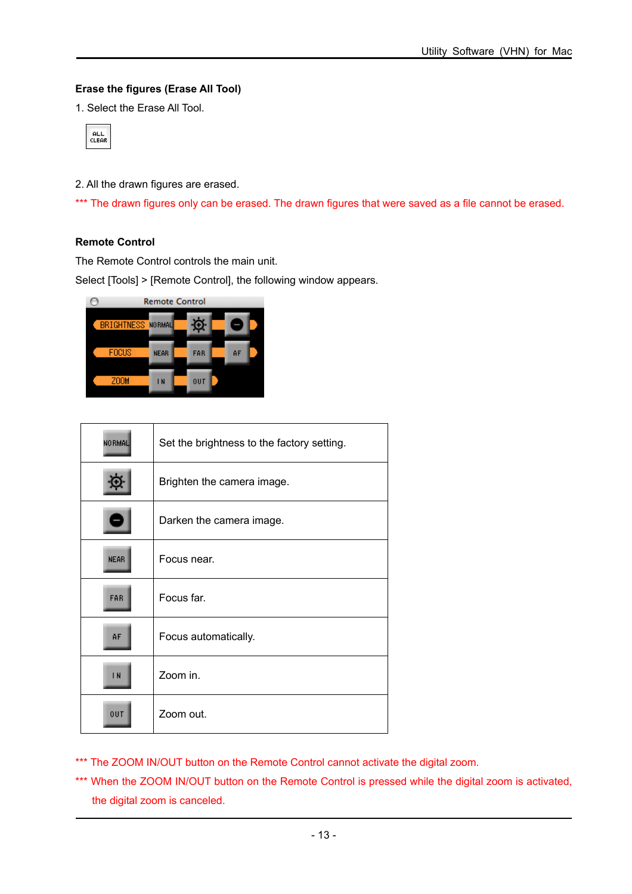**Erase the figures (Erase All Tool)**

1. Select the Erase All Tool.

2. All the drawn figures are erased.

*** The drawn figures only can be erased. The drawn figures that were saved as a file cannot be erased.

**Remote Control**

The Remote Control controls the main unit.

Select [Tools] > [Remote Control], the following window appears.

| | |
|---|---|
| NORMAL | Set the brightness to the factory setting. |
| | Brighten the camera image. |
| | Darken the camera image. |
| NEAR | Focus near. |
| FAR | Focus far. |
| AF | Focus automatically. |
| IN | Zoom in. |
| OUT | Zoom out. |

*** The ZOOM IN/OUT button on the Remote Control cannot activate the digital zoom.

*** When the ZOOM IN/OUT button on the Remote Control is pressed while the digital zoom is activated, the digital zoom is canceled.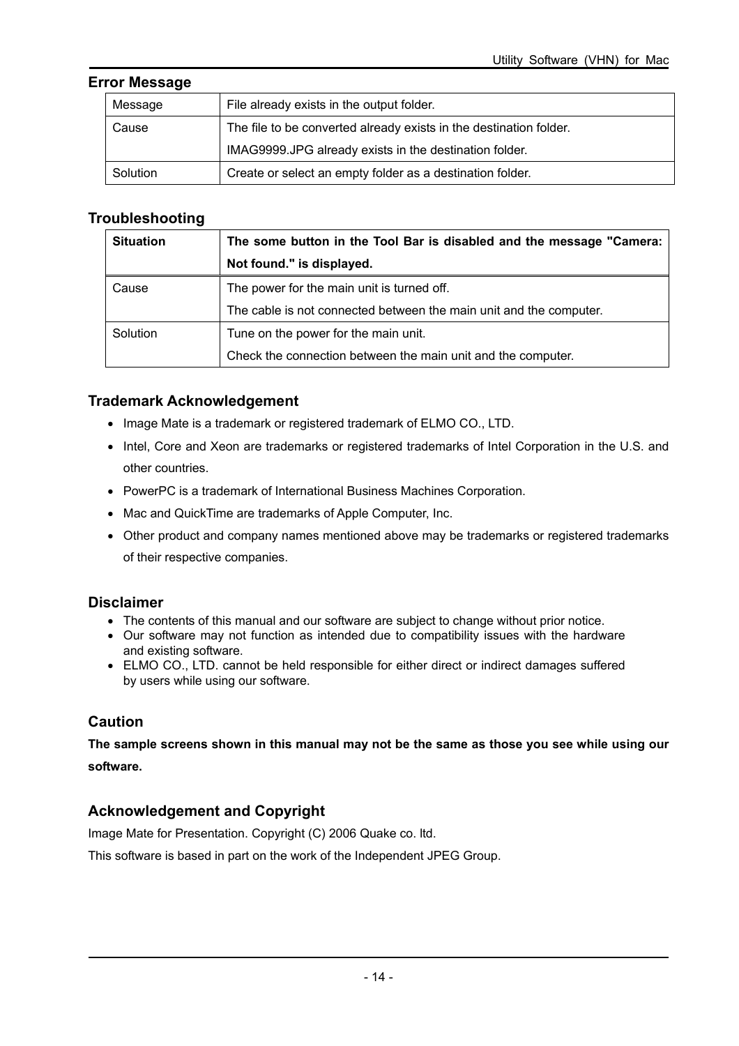## Error Message

| Message | File already exists in the output folder. |
|---|---|
| Cause | The file to be converted already exists in the destination folder.<br>IMAG9999.JPG already exists in the destination folder. |
| Solution | Create or select an empty folder as a destination folder. |

## Troubleshooting

| **Situation** | **The some button in the Tool Bar is disabled and the message "Camera: Not found." is displayed.** |
|---|---|
| Cause | The power for the main unit is turned off.<br>The cable is not connected between the main unit and the computer. |
| Solution | Tune on the power for the main unit.<br>Check the connection between the main unit and the computer. |

## Trademark Acknowledgement

- Image Mate is a trademark or registered trademark of ELMO CO., LTD.
- Intel, Core and Xeon are trademarks or registered trademarks of Intel Corporation in the U.S. and other countries.
- PowerPC is a trademark of International Business Machines Corporation.
- Mac and QuickTime are trademarks of Apple Computer, Inc.
- Other product and company names mentioned above may be trademarks or registered trademarks of their respective companies.

## Disclaimer

- The contents of this manual and our software are subject to change without prior notice.
- Our software may not function as intended due to compatibility issues with the hardware and existing software.
- ELMO CO., LTD. cannot be held responsible for either direct or indirect damages suffered by users while using our software.

## Caution

**The sample screens shown in this manual may not be the same as those you see while using our software.**

## Acknowledgement and Copyright

Image Mate for Presentation. Copyright (C) 2006 Quake co. ltd.

This software is based in part on the work of the Independent JPEG Group.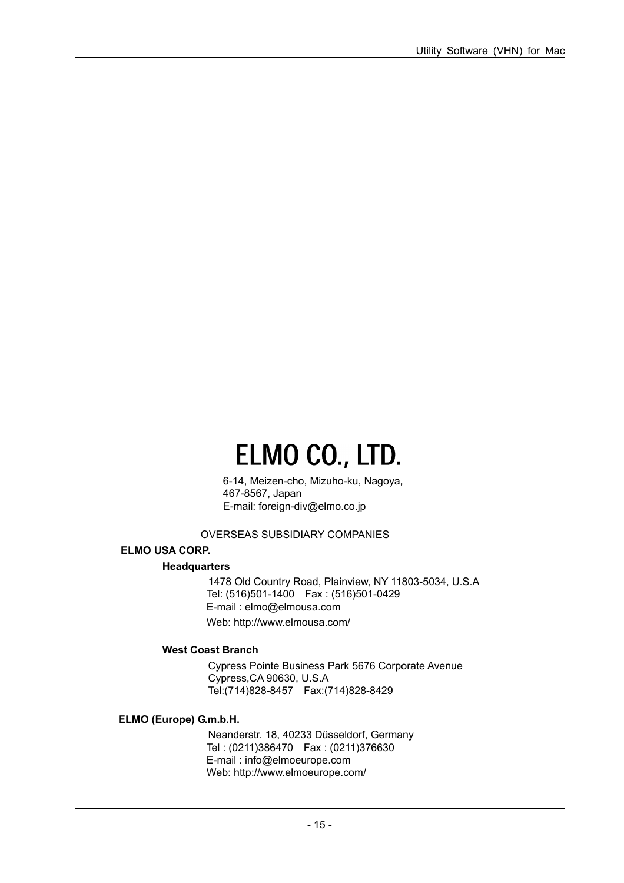# ELMO CO., LTD.

6-14, Meizen-cho, Mizuho-ku, Nagoya,
467-8567, Japan
E-mail: foreign-div@elmo.co.jp

OVERSEAS SUBSIDIARY COMPANIES

**ELMO USA CORP.**

**Headquarters**

1478 Old Country Road, Plainview, NY 11803-5034, U.S.A
Tel: (516)501-1400 Fax : (516)501-0429
E-mail : elmo@elmousa.com
Web: http://www.elmousa.com/

**West Coast Branch**

Cypress Pointe Business Park 5676 Corporate Avenue
Cypress,CA 90630, U.S.A
Tel:(714)828-8457 Fax:(714)828-8429

**ELMO (Europe) G.m.b.H.**

Neanderstr. 18, 40233 Düsseldorf, Germany
Tel : (0211)386470 Fax : (0211)376630
E-mail : info@elmoeurope.com
Web: http://www.elmoeurope.com/